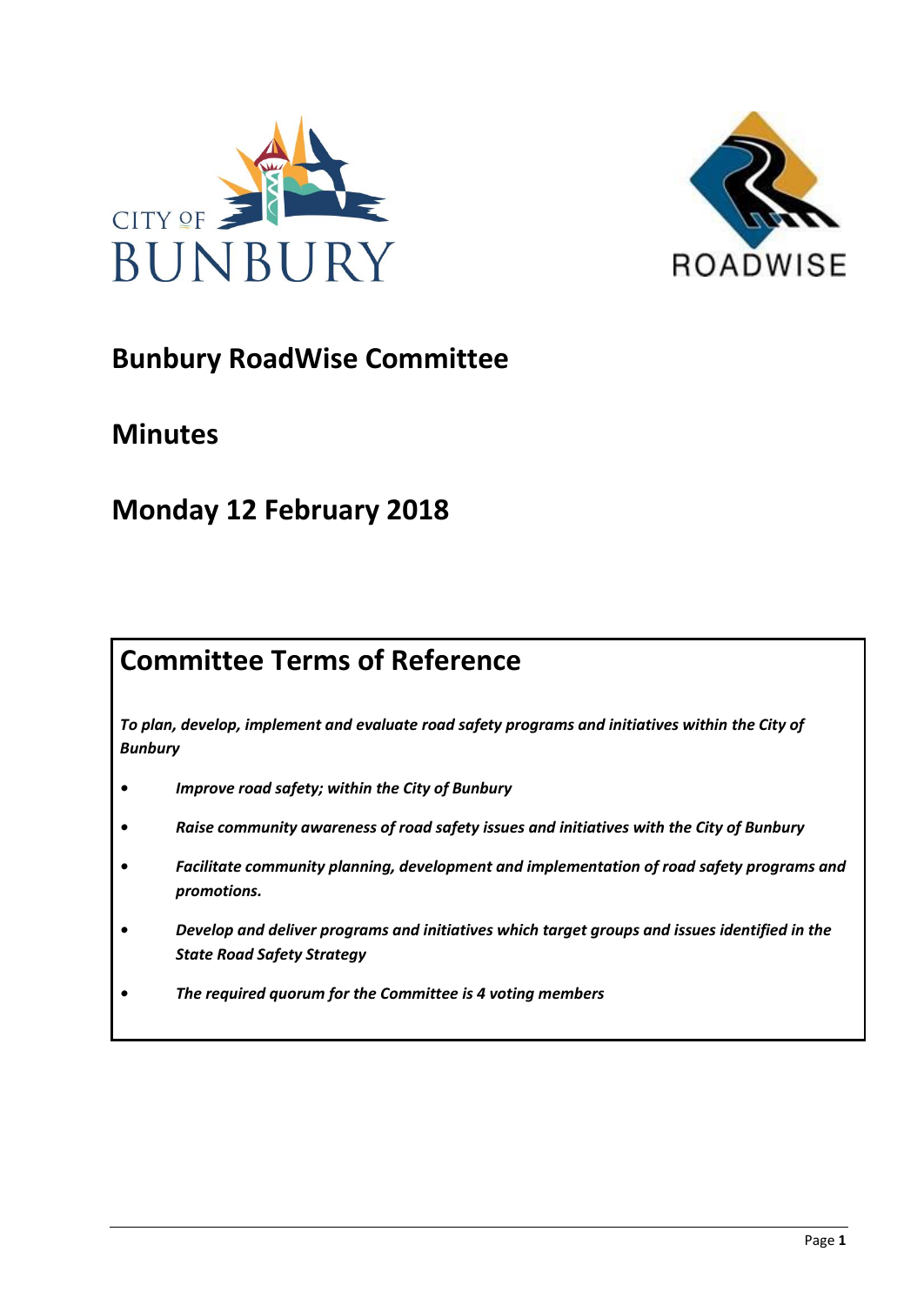# Bunbury RoadWise Committee

## Minutes

## Monday 12 February 2018

## Committee Terms of Reference

***To plan, develop, implement and evaluate road safety programs and initiatives within the City of Bunbury***

- ***Improve road safety; within the City of Bunbury***
- ***Raise community awareness of road safety issues and initiatives with the City of Bunbury***
- ***Facilitate community planning, development and implementation of road safety programs and promotions.***
- ***Develop and deliver programs and initiatives which target groups and issues identified in the State Road Safety Strategy***
- ***The required quorum for the Committee is 4 voting members***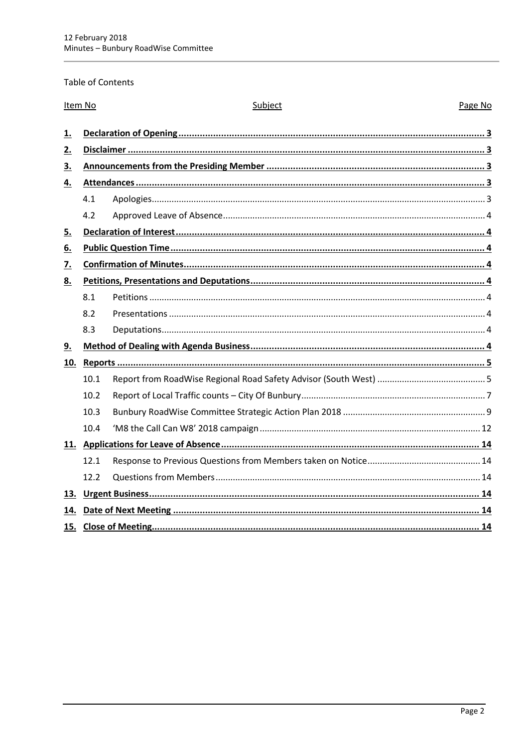Table of Contents

| Item No | | Subject | Page No |
|---|---|---|---|
| **1.** | | **Declaration of Opening** | **3** |
| **2.** | | **Disclaimer** | **3** |
| **3.** | | **Announcements from the Presiding Member** | **3** |
| **4.** | | **Attendances** | **3** |
| | 4.1 | Apologies | 3 |
| | 4.2 | Approved Leave of Absence | 4 |
| **5.** | | **Declaration of Interest** | **4** |
| **6.** | | **Public Question Time** | **4** |
| **7.** | | **Confirmation of Minutes** | **4** |
| **8.** | | **Petitions, Presentations and Deputations** | **4** |
| | 8.1 | Petitions | 4 |
| | 8.2 | Presentations | 4 |
| | 8.3 | Deputations | 4 |
| **9.** | | **Method of Dealing with Agenda Business** | **4** |
| **10.** | | **Reports** | **5** |
| | 10.1 | Report from RoadWise Regional Road Safety Advisor (South West) | 5 |
| | 10.2 | Report of Local Traffic counts – City Of Bunbury | 7 |
| | 10.3 | Bunbury RoadWise Committee Strategic Action Plan 2018 | 9 |
| | 10.4 | 'M8 the Call Can W8' 2018 campaign | 12 |
| **11.** | | **Applications for Leave of Absence** | **14** |
| | 12.1 | Response to Previous Questions from Members taken on Notice | 14 |
| | 12.2 | Questions from Members | 14 |
| **13.** | | **Urgent Business** | **14** |
| **14.** | | **Date of Next Meeting** | **14** |
| **15.** | | **Close of Meeting** | **14** |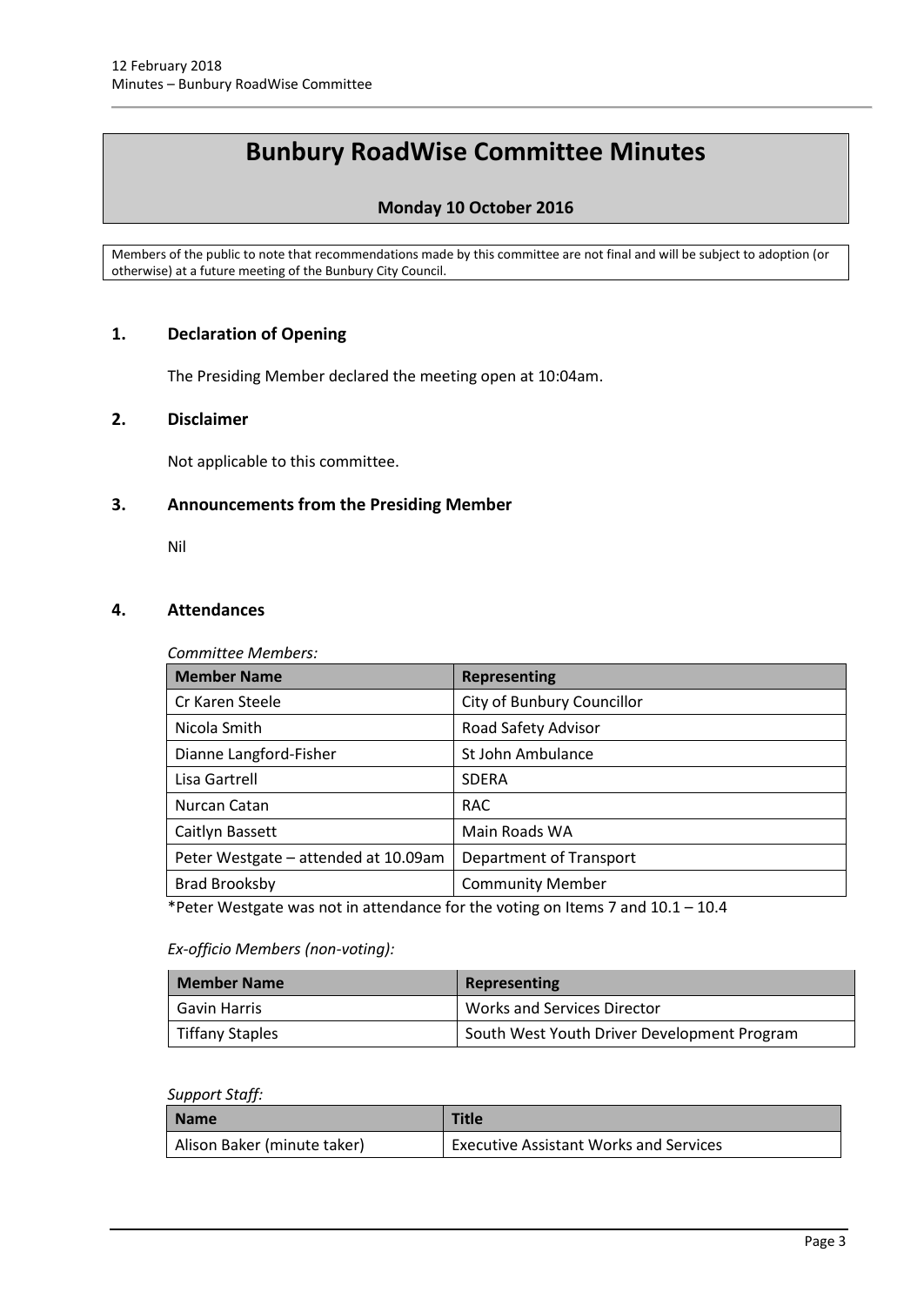# Bunbury RoadWise Committee Minutes

**Monday 10 October 2016**

Members of the public to note that recommendations made by this committee are not final and will be subject to adoption (or otherwise) at a future meeting of the Bunbury City Council.

## 1. Declaration of Opening

The Presiding Member declared the meeting open at 10:04am.

## 2. Disclaimer

Not applicable to this committee.

## 3. Announcements from the Presiding Member

Nil

## 4. Attendances

*Committee Members:*

| Member Name | Representing |
|---|---|
| Cr Karen Steele | City of Bunbury Councillor |
| Nicola Smith | Road Safety Advisor |
| Dianne Langford-Fisher | St John Ambulance |
| Lisa Gartrell | SDERA |
| Nurcan Catan | RAC |
| Caitlyn Bassett | Main Roads WA |
| Peter Westgate – attended at 10.09am | Department of Transport |
| Brad Brooksby | Community Member |

*Peter Westgate was not in attendance for the voting on Items 7 and 10.1 – 10.4

*Ex-officio Members (non-voting):*

| Member Name | Representing |
|---|---|
| Gavin Harris | Works and Services Director |
| Tiffany Staples | South West Youth Driver Development Program |

*Support Staff:*

| Name | Title |
|---|---|
| Alison Baker (minute taker) | Executive Assistant Works and Services |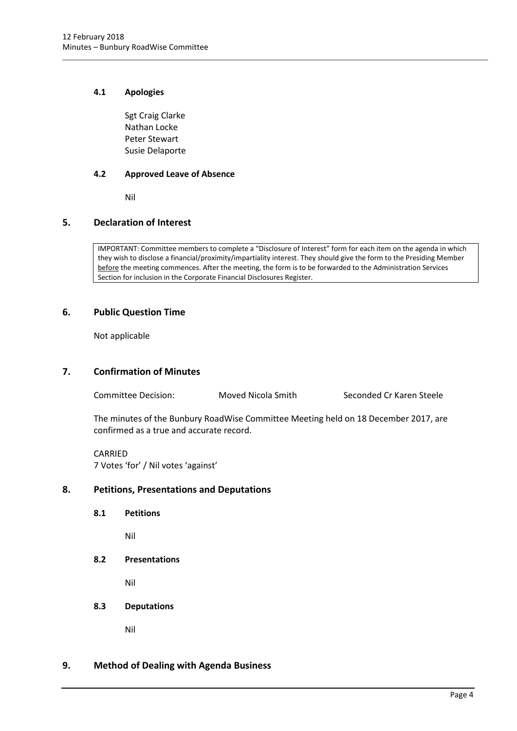### 4.1 Apologies

Sgt Craig Clarke
Nathan Locke
Peter Stewart
Susie Delaporte

### 4.2 Approved Leave of Absence

Nil

## 5. Declaration of Interest

IMPORTANT: Committee members to complete a "Disclosure of Interest" form for each item on the agenda in which they wish to disclose a financial/proximity/impartiality interest. They should give the form to the Presiding Member before the meeting commences. After the meeting, the form is to be forwarded to the Administration Services Section for inclusion in the Corporate Financial Disclosures Register.

## 6. Public Question Time

Not applicable

## 7. Confirmation of Minutes

Committee Decision: Moved Nicola Smith Seconded Cr Karen Steele

The minutes of the Bunbury RoadWise Committee Meeting held on 18 December 2017, are confirmed as a true and accurate record.

CARRIED
7 Votes 'for' / Nil votes 'against'

## 8. Petitions, Presentations and Deputations

### 8.1 Petitions

Nil

### 8.2 Presentations

Nil

### 8.3 Deputations

Nil

## 9. Method of Dealing with Agenda Business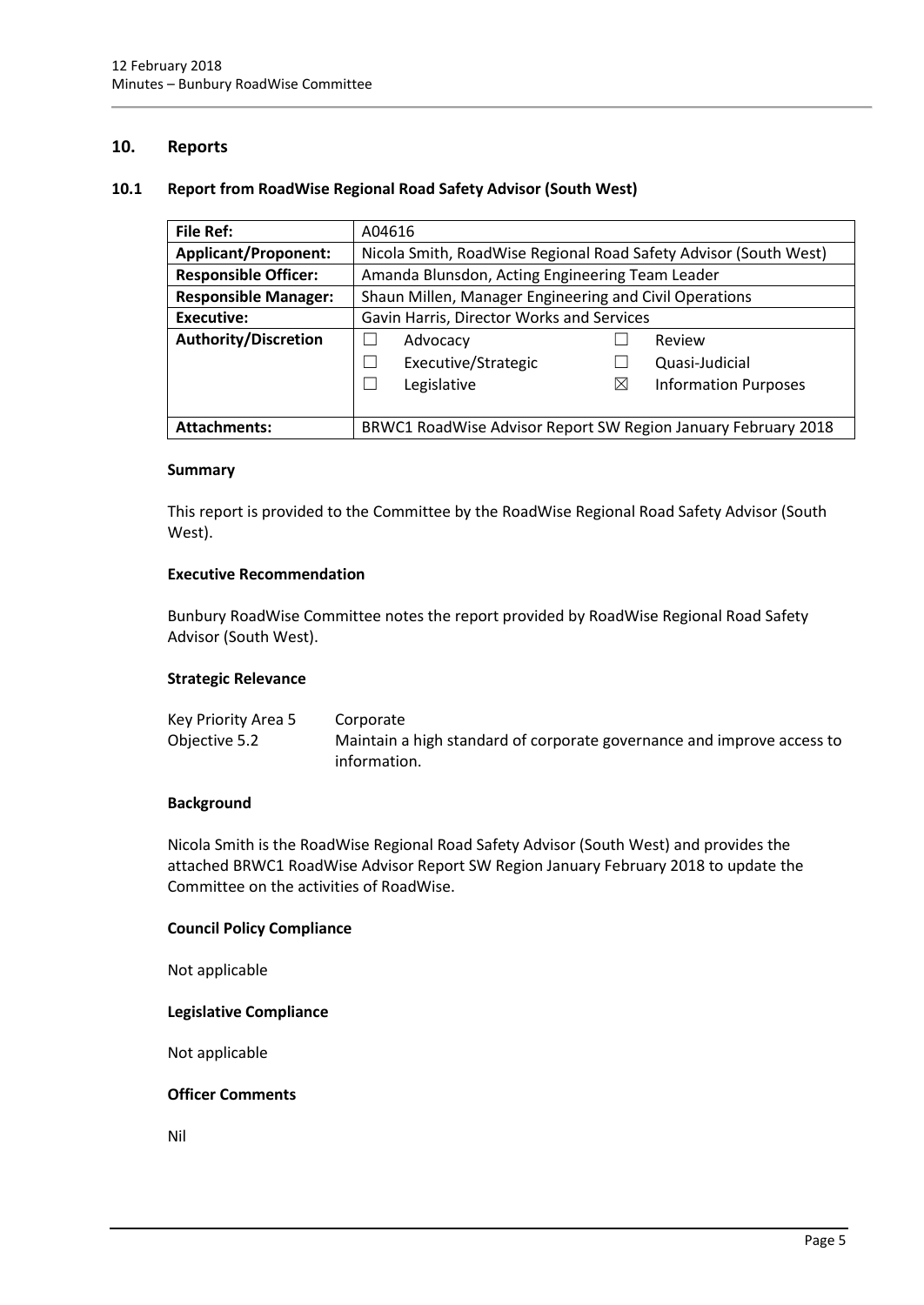## 10. Reports

### 10.1 Report from RoadWise Regional Road Safety Advisor (South West)

| **File Ref:** | A04616 | | |
|---|---|---|---|
| **Applicant/Proponent:** | Nicola Smith, RoadWise Regional Road Safety Advisor (South West) | | |
| **Responsible Officer:** | Amanda Blunsdon, Acting Engineering Team Leader | | |
| **Responsible Manager:** | Shaun Millen, Manager Engineering and Civil Operations | | |
| **Executive:** | Gavin Harris, Director Works and Services | | |
| **Authority/Discretion** | ☐ Advocacy | ☐ Review | |
| | ☐ Executive/Strategic | ☐ Quasi-Judicial | |
| | ☐ Legislative | ☒ Information Purposes | |
| **Attachments:** | BRWC1 RoadWise Advisor Report SW Region January February 2018 | | |

**Summary**

This report is provided to the Committee by the RoadWise Regional Road Safety Advisor (South West).

**Executive Recommendation**

Bunbury RoadWise Committee notes the report provided by RoadWise Regional Road Safety Advisor (South West).

**Strategic Relevance**

| | |
|---|---|
| Key Priority Area 5 | Corporate |
| Objective 5.2 | Maintain a high standard of corporate governance and improve access to information. |

**Background**

Nicola Smith is the RoadWise Regional Road Safety Advisor (South West) and provides the attached BRWC1 RoadWise Advisor Report SW Region January February 2018 to update the Committee on the activities of RoadWise.

**Council Policy Compliance**

Not applicable

**Legislative Compliance**

Not applicable

**Officer Comments**

Nil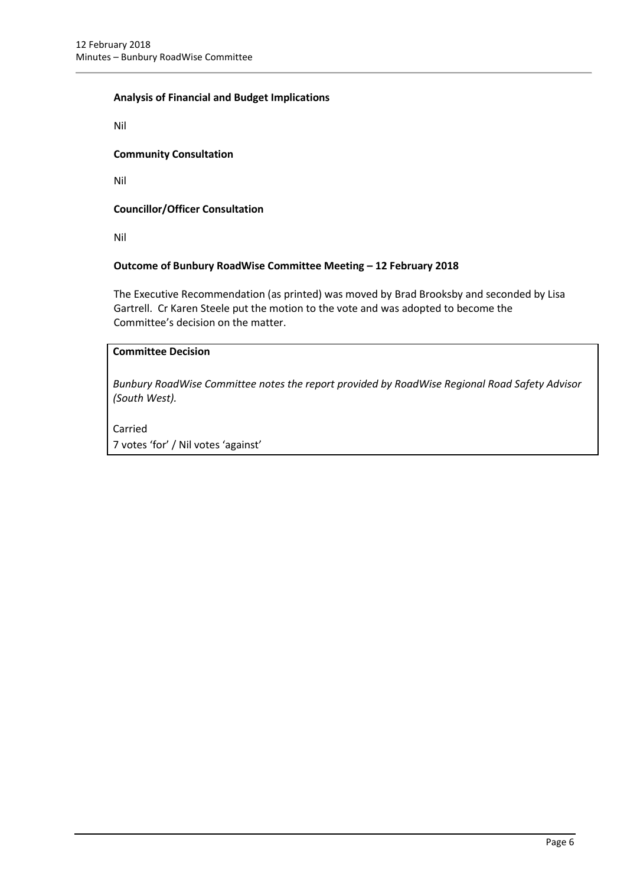**Analysis of Financial and Budget Implications**

Nil

**Community Consultation**

Nil

**Councillor/Officer Consultation**

Nil

**Outcome of Bunbury RoadWise Committee Meeting – 12 February 2018**

The Executive Recommendation (as printed) was moved by Brad Brooksby and seconded by Lisa Gartrell. Cr Karen Steele put the motion to the vote and was adopted to become the Committee's decision on the matter.

**Committee Decision**

*Bunbury RoadWise Committee notes the report provided by RoadWise Regional Road Safety Advisor (South West).*

Carried
7 votes 'for' / Nil votes 'against'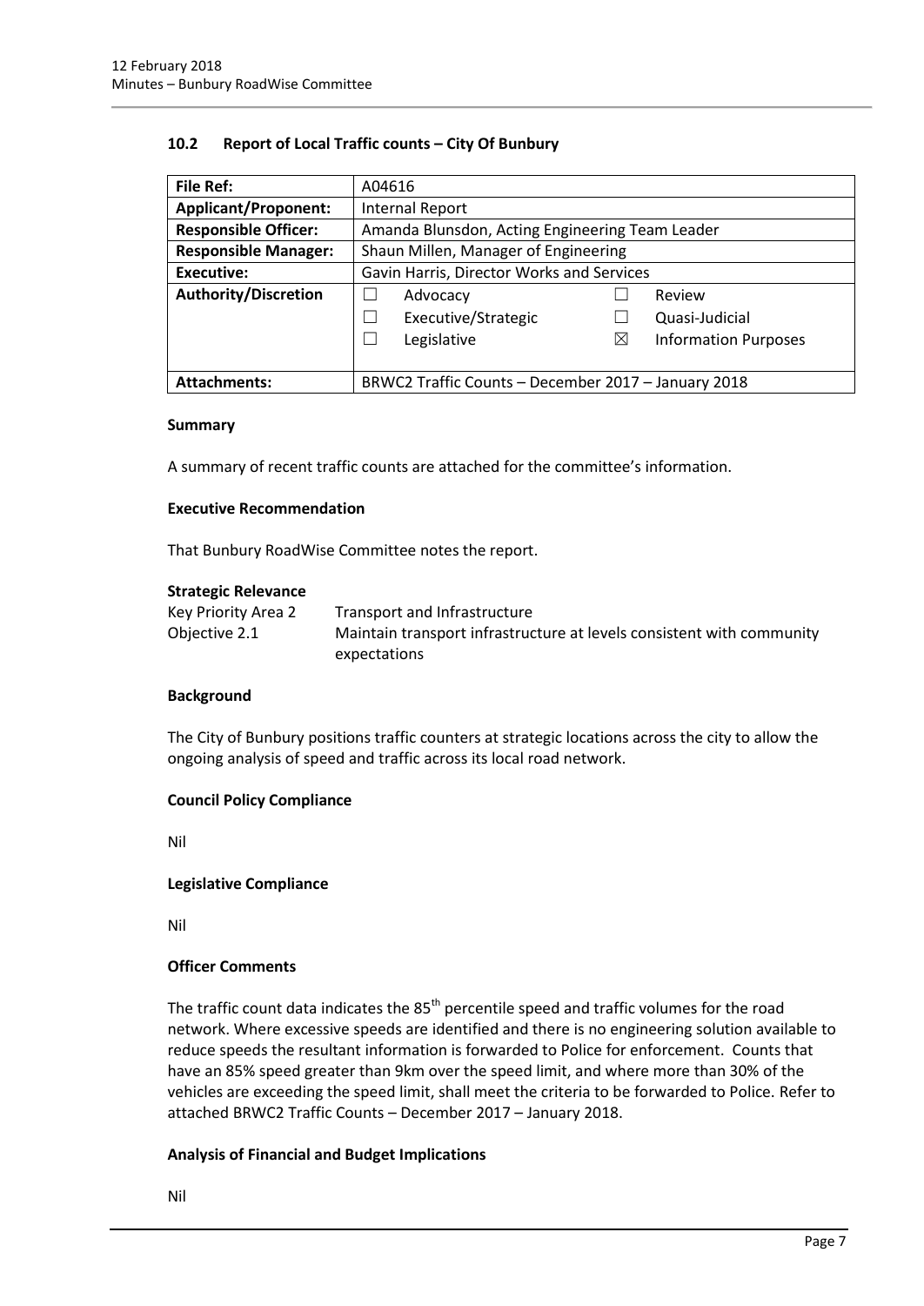## 10.2 Report of Local Traffic counts – City Of Bunbury

| File Ref: | A04616 | | |
|---|---|---|---|
| **Applicant/Proponent:** | Internal Report | | |
| **Responsible Officer:** | Amanda Blunsdon, Acting Engineering Team Leader | | |
| **Responsible Manager:** | Shaun Millen, Manager of Engineering | | |
| **Executive:** | Gavin Harris, Director Works and Services | | |
| **Authority/Discretion** | ☐ Advocacy | ☐ Review | |
| | ☐ Executive/Strategic | ☐ Quasi-Judicial | |
| | ☐ Legislative | ☒ Information Purposes | |
| **Attachments:** | BRWC2 Traffic Counts – December 2017 – January 2018 | | |

### Summary

A summary of recent traffic counts are attached for the committee's information.

### Executive Recommendation

That Bunbury RoadWise Committee notes the report.

### Strategic Relevance

Key Priority Area 2 Transport and Infrastructure
Objective 2.1 Maintain transport infrastructure at levels consistent with community expectations

### Background

The City of Bunbury positions traffic counters at strategic locations across the city to allow the ongoing analysis of speed and traffic across its local road network.

### Council Policy Compliance

Nil

### Legislative Compliance

Nil

### Officer Comments

The traffic count data indicates the 85th percentile speed and traffic volumes for the road network. Where excessive speeds are identified and there is no engineering solution available to reduce speeds the resultant information is forwarded to Police for enforcement. Counts that have an 85% speed greater than 9km over the speed limit, and where more than 30% of the vehicles are exceeding the speed limit, shall meet the criteria to be forwarded to Police. Refer to attached BRWC2 Traffic Counts – December 2017 – January 2018.

### Analysis of Financial and Budget Implications

Nil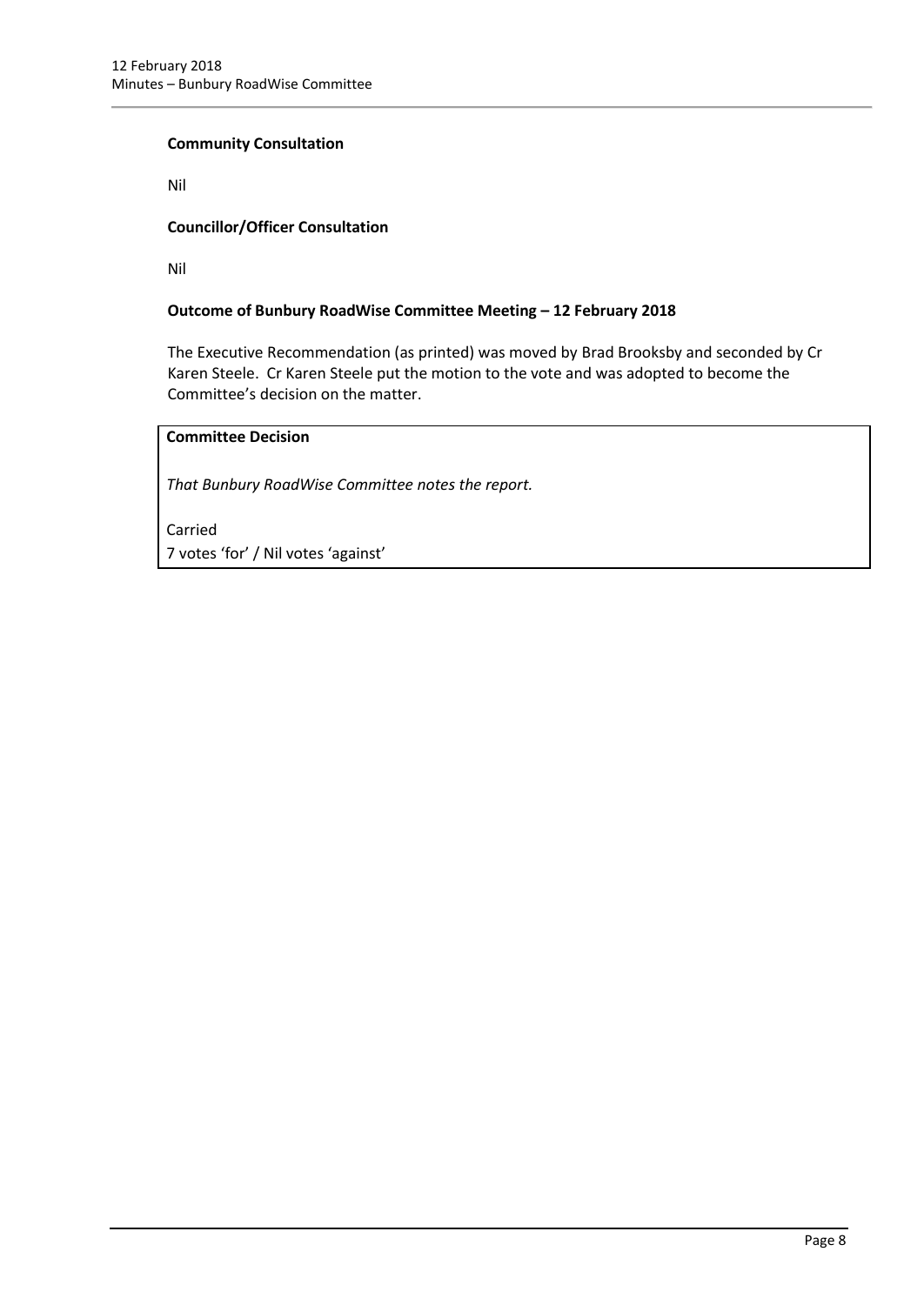**Community Consultation**

Nil

**Councillor/Officer Consultation**

Nil

**Outcome of Bunbury RoadWise Committee Meeting – 12 February 2018**

The Executive Recommendation (as printed) was moved by Brad Brooksby and seconded by Cr Karen Steele. Cr Karen Steele put the motion to the vote and was adopted to become the Committee's decision on the matter.

**Committee Decision**

*That Bunbury RoadWise Committee notes the report.*

Carried
7 votes 'for' / Nil votes 'against'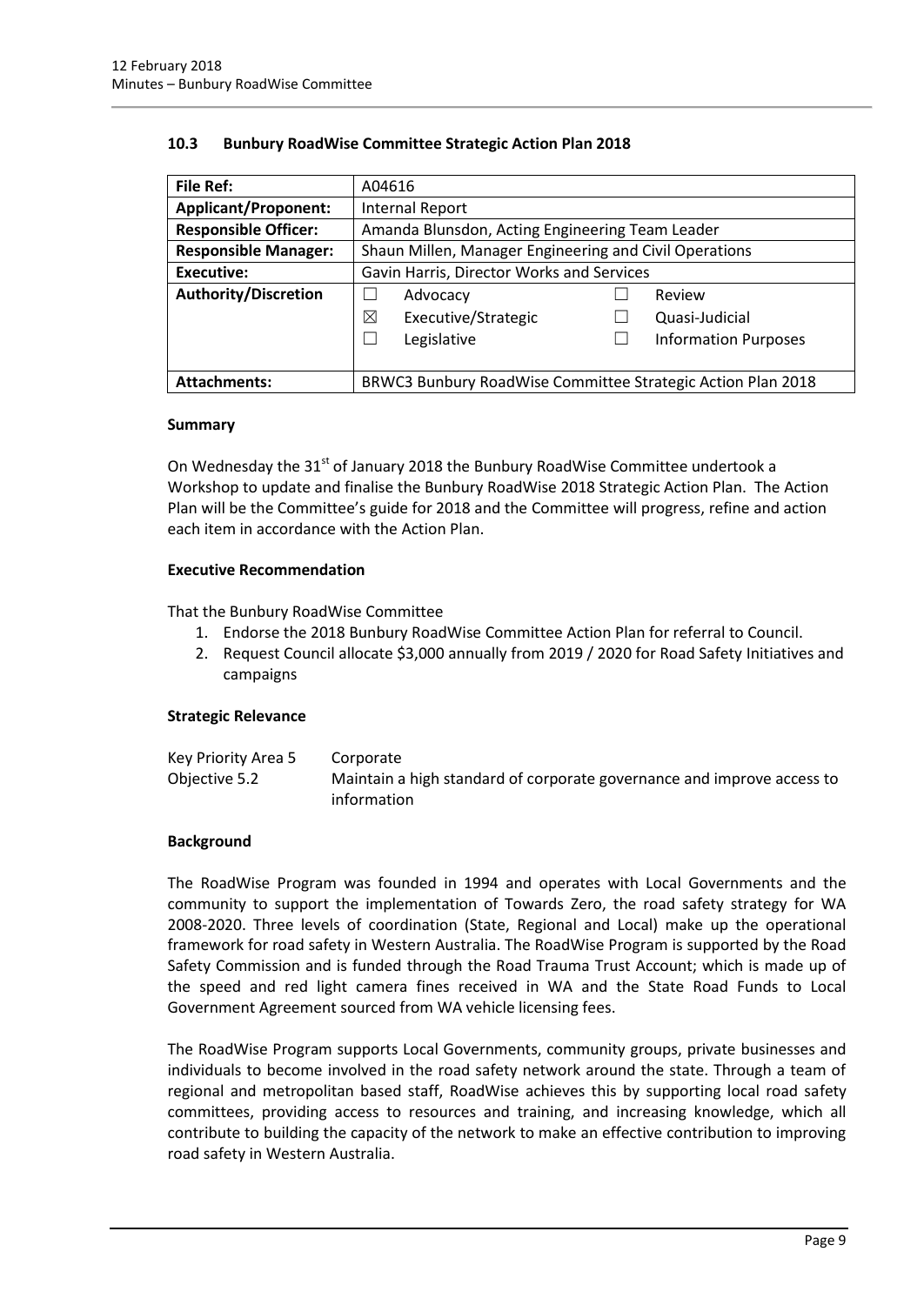### 10.3 Bunbury RoadWise Committee Strategic Action Plan 2018

| File Ref: | A04616 |
|---|---|
| **Applicant/Proponent:** | Internal Report |
| **Responsible Officer:** | Amanda Blunsdon, Acting Engineering Team Leader |
| **Responsible Manager:** | Shaun Millen, Manager Engineering and Civil Operations |
| **Executive:** | Gavin Harris, Director Works and Services |
| **Authority/Discretion** | ☐ Advocacy ☐ Review<br>☒ Executive/Strategic ☐ Quasi-Judicial<br>☐ Legislative ☐ Information Purposes |
| **Attachments:** | BRWC3 Bunbury RoadWise Committee Strategic Action Plan 2018 |

#### Summary

On Wednesday the 31st of January 2018 the Bunbury RoadWise Committee undertook a Workshop to update and finalise the Bunbury RoadWise 2018 Strategic Action Plan. The Action Plan will be the Committee's guide for 2018 and the Committee will progress, refine and action each item in accordance with the Action Plan.

#### Executive Recommendation

That the Bunbury RoadWise Committee

1. Endorse the 2018 Bunbury RoadWise Committee Action Plan for referral to Council.
2. Request Council allocate $3,000 annually from 2019 / 2020 for Road Safety Initiatives and campaigns

#### Strategic Relevance

| | |
|---|---|
| Key Priority Area 5 | Corporate |
| Objective 5.2 | Maintain a high standard of corporate governance and improve access to information |

#### Background

The RoadWise Program was founded in 1994 and operates with Local Governments and the community to support the implementation of Towards Zero, the road safety strategy for WA 2008-2020. Three levels of coordination (State, Regional and Local) make up the operational framework for road safety in Western Australia. The RoadWise Program is supported by the Road Safety Commission and is funded through the Road Trauma Trust Account; which is made up of the speed and red light camera fines received in WA and the State Road Funds to Local Government Agreement sourced from WA vehicle licensing fees.

The RoadWise Program supports Local Governments, community groups, private businesses and individuals to become involved in the road safety network around the state. Through a team of regional and metropolitan based staff, RoadWise achieves this by supporting local road safety committees, providing access to resources and training, and increasing knowledge, which all contribute to building the capacity of the network to make an effective contribution to improving road safety in Western Australia.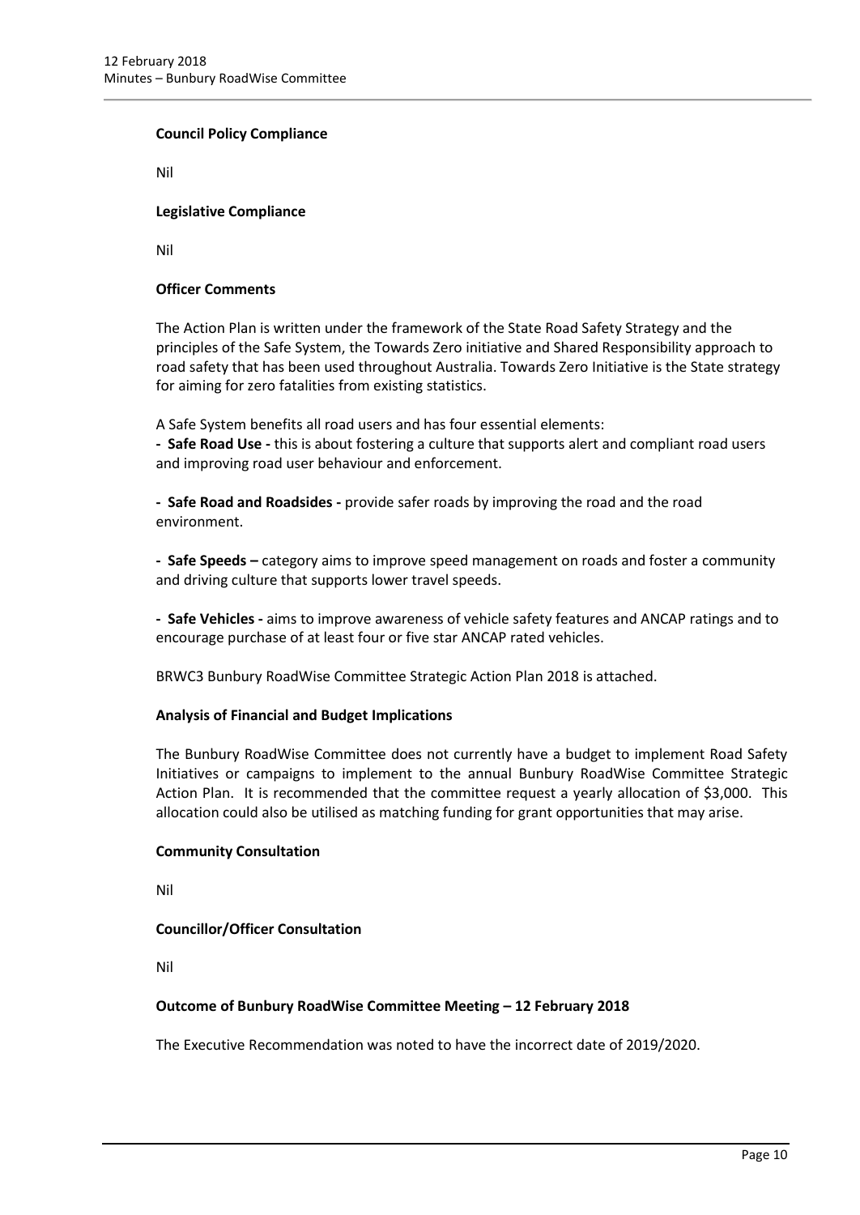**Council Policy Compliance**

Nil

**Legislative Compliance**

Nil

**Officer Comments**

The Action Plan is written under the framework of the State Road Safety Strategy and the principles of the Safe System, the Towards Zero initiative and Shared Responsibility approach to road safety that has been used throughout Australia. Towards Zero Initiative is the State strategy for aiming for zero fatalities from existing statistics.

A Safe System benefits all road users and has four essential elements:

- **Safe Road Use -** this is about fostering a culture that supports alert and compliant road users and improving road user behaviour and enforcement.

- **Safe Road and Roadsides -** provide safer roads by improving the road and the road environment.

- **Safe Speeds –** category aims to improve speed management on roads and foster a community and driving culture that supports lower travel speeds.

- **Safe Vehicles -** aims to improve awareness of vehicle safety features and ANCAP ratings and to encourage purchase of at least four or five star ANCAP rated vehicles.

BRWC3 Bunbury RoadWise Committee Strategic Action Plan 2018 is attached.

**Analysis of Financial and Budget Implications**

The Bunbury RoadWise Committee does not currently have a budget to implement Road Safety Initiatives or campaigns to implement to the annual Bunbury RoadWise Committee Strategic Action Plan. It is recommended that the committee request a yearly allocation of $3,000. This allocation could also be utilised as matching funding for grant opportunities that may arise.

**Community Consultation**

Nil

**Councillor/Officer Consultation**

Nil

**Outcome of Bunbury RoadWise Committee Meeting – 12 February 2018**

The Executive Recommendation was noted to have the incorrect date of 2019/2020.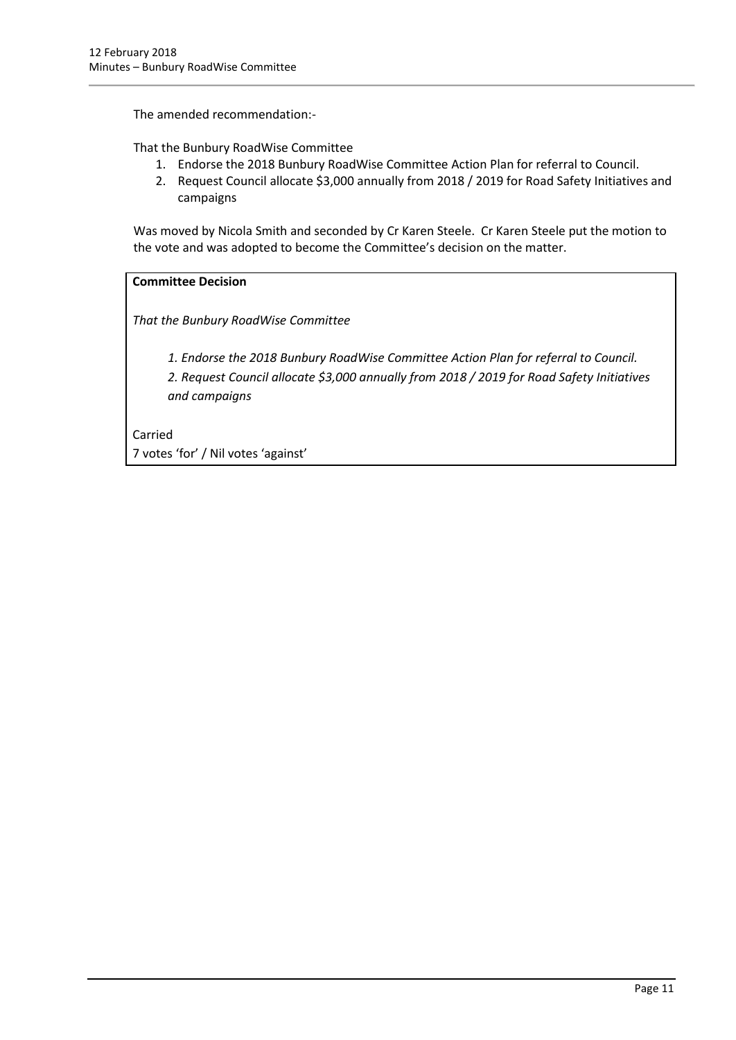The amended recommendation:-

That the Bunbury RoadWise Committee

1. Endorse the 2018 Bunbury RoadWise Committee Action Plan for referral to Council.
2. Request Council allocate $3,000 annually from 2018 / 2019 for Road Safety Initiatives and campaigns

Was moved by Nicola Smith and seconded by Cr Karen Steele. Cr Karen Steele put the motion to the vote and was adopted to become the Committee's decision on the matter.

**Committee Decision**

*That the Bunbury RoadWise Committee*

*1. Endorse the 2018 Bunbury RoadWise Committee Action Plan for referral to Council.*

*2. Request Council allocate $3,000 annually from 2018 / 2019 for Road Safety Initiatives and campaigns*

Carried
7 votes 'for' / Nil votes 'against'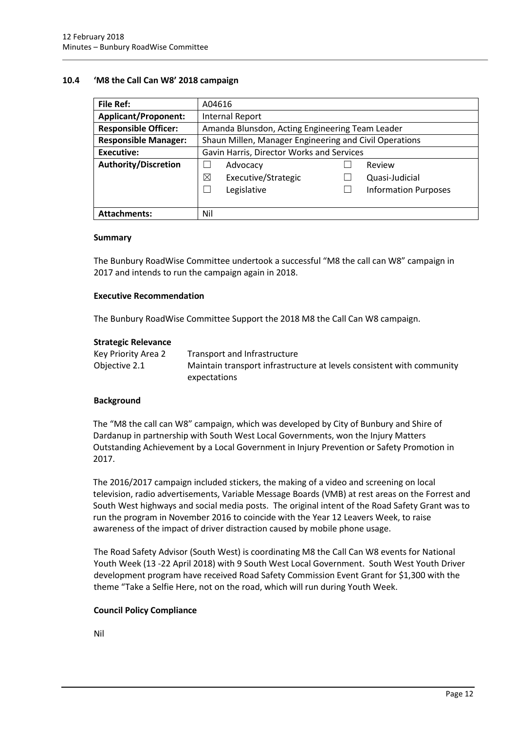### 10.4 'M8 the Call Can W8' 2018 campaign

| **File Ref:** | A04616 |
|---|---|
| **Applicant/Proponent:** | Internal Report |
| **Responsible Officer:** | Amanda Blunsdon, Acting Engineering Team Leader |
| **Responsible Manager:** | Shaun Millen, Manager Engineering and Civil Operations |
| **Executive:** | Gavin Harris, Director Works and Services |
| **Authority/Discretion** | ☐ Advocacy<br>☒ Executive/Strategic<br>☐ Legislative<br>☐ Review<br>☐ Quasi-Judicial<br>☐ Information Purposes |
| **Attachments:** | Nil |

**Summary**

The Bunbury RoadWise Committee undertook a successful "M8 the call can W8" campaign in 2017 and intends to run the campaign again in 2018.

**Executive Recommendation**

The Bunbury RoadWise Committee Support the 2018 M8 the Call Can W8 campaign.

**Strategic Relevance**

| | |
|---|---|
| Key Priority Area 2 | Transport and Infrastructure |
| Objective 2.1 | Maintain transport infrastructure at levels consistent with community expectations |

**Background**

The "M8 the call can W8" campaign, which was developed by City of Bunbury and Shire of Dardanup in partnership with South West Local Governments, won the Injury Matters Outstanding Achievement by a Local Government in Injury Prevention or Safety Promotion in 2017.

The 2016/2017 campaign included stickers, the making of a video and screening on local television, radio advertisements, Variable Message Boards (VMB) at rest areas on the Forrest and South West highways and social media posts. The original intent of the Road Safety Grant was to run the program in November 2016 to coincide with the Year 12 Leavers Week, to raise awareness of the impact of driver distraction caused by mobile phone usage.

The Road Safety Advisor (South West) is coordinating M8 the Call Can W8 events for National Youth Week (13 -22 April 2018) with 9 South West Local Government. South West Youth Driver development program have received Road Safety Commission Event Grant for $1,300 with the theme "Take a Selfie Here, not on the road, which will run during Youth Week.

**Council Policy Compliance**

Nil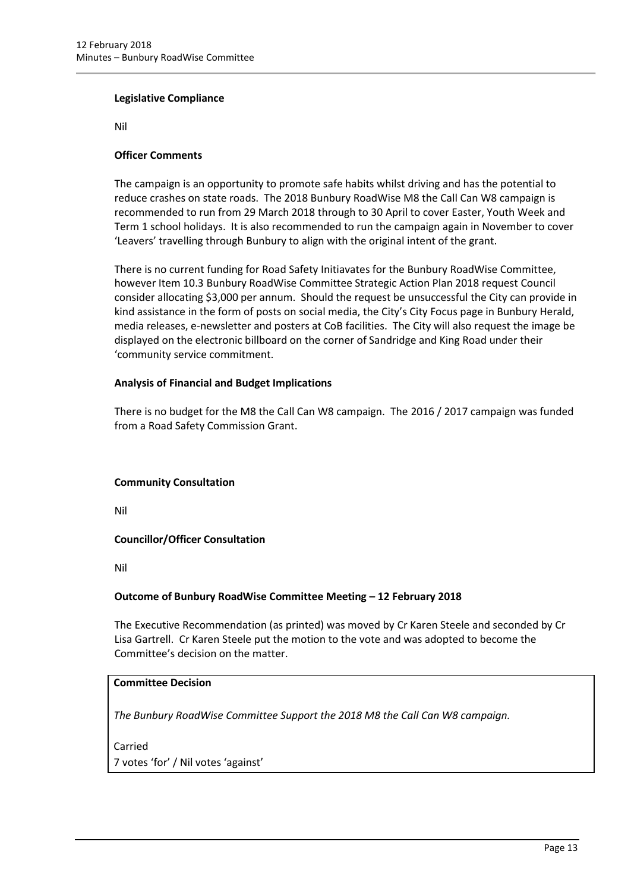**Legislative Compliance**

Nil

**Officer Comments**

The campaign is an opportunity to promote safe habits whilst driving and has the potential to reduce crashes on state roads. The 2018 Bunbury RoadWise M8 the Call Can W8 campaign is recommended to run from 29 March 2018 through to 30 April to cover Easter, Youth Week and Term 1 school holidays. It is also recommended to run the campaign again in November to cover 'Leavers' travelling through Bunbury to align with the original intent of the grant.

There is no current funding for Road Safety Initiavates for the Bunbury RoadWise Committee, however Item 10.3 Bunbury RoadWise Committee Strategic Action Plan 2018 request Council consider allocating $3,000 per annum. Should the request be unsuccessful the City can provide in kind assistance in the form of posts on social media, the City's City Focus page in Bunbury Herald, media releases, e-newsletter and posters at CoB facilities. The City will also request the image be displayed on the electronic billboard on the corner of Sandridge and King Road under their 'community service commitment.

**Analysis of Financial and Budget Implications**

There is no budget for the M8 the Call Can W8 campaign. The 2016 / 2017 campaign was funded from a Road Safety Commission Grant.

**Community Consultation**

Nil

**Councillor/Officer Consultation**

Nil

**Outcome of Bunbury RoadWise Committee Meeting – 12 February 2018**

The Executive Recommendation (as printed) was moved by Cr Karen Steele and seconded by Cr Lisa Gartrell. Cr Karen Steele put the motion to the vote and was adopted to become the Committee's decision on the matter.

**Committee Decision**

*The Bunbury RoadWise Committee Support the 2018 M8 the Call Can W8 campaign.*

Carried
7 votes 'for' / Nil votes 'against'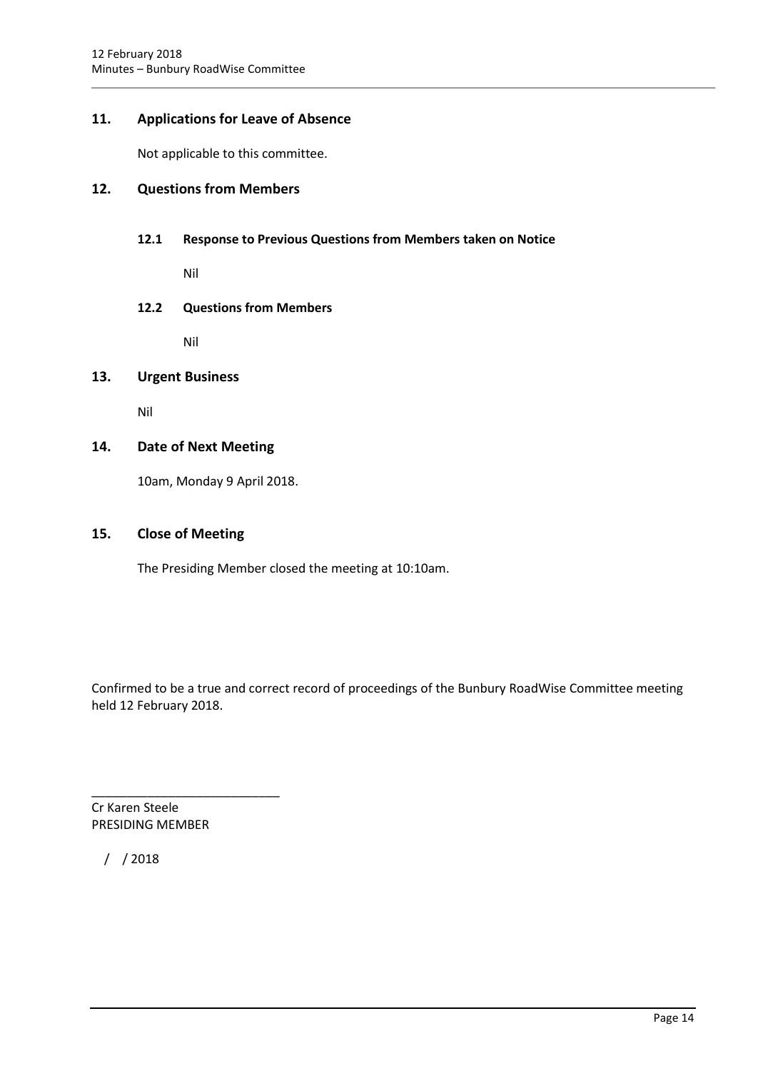## 11. Applications for Leave of Absence

Not applicable to this committee.

## 12. Questions from Members

### 12.1 Response to Previous Questions from Members taken on Notice

Nil

### 12.2 Questions from Members

Nil

## 13. Urgent Business

Nil

## 14. Date of Next Meeting

10am, Monday 9 April 2018.

## 15. Close of Meeting

The Presiding Member closed the meeting at 10:10am.

Confirmed to be a true and correct record of proceedings of the Bunbury RoadWise Committee meeting held 12 February 2018.

___________________________

Cr Karen Steele
PRESIDING MEMBER

/ / 2018